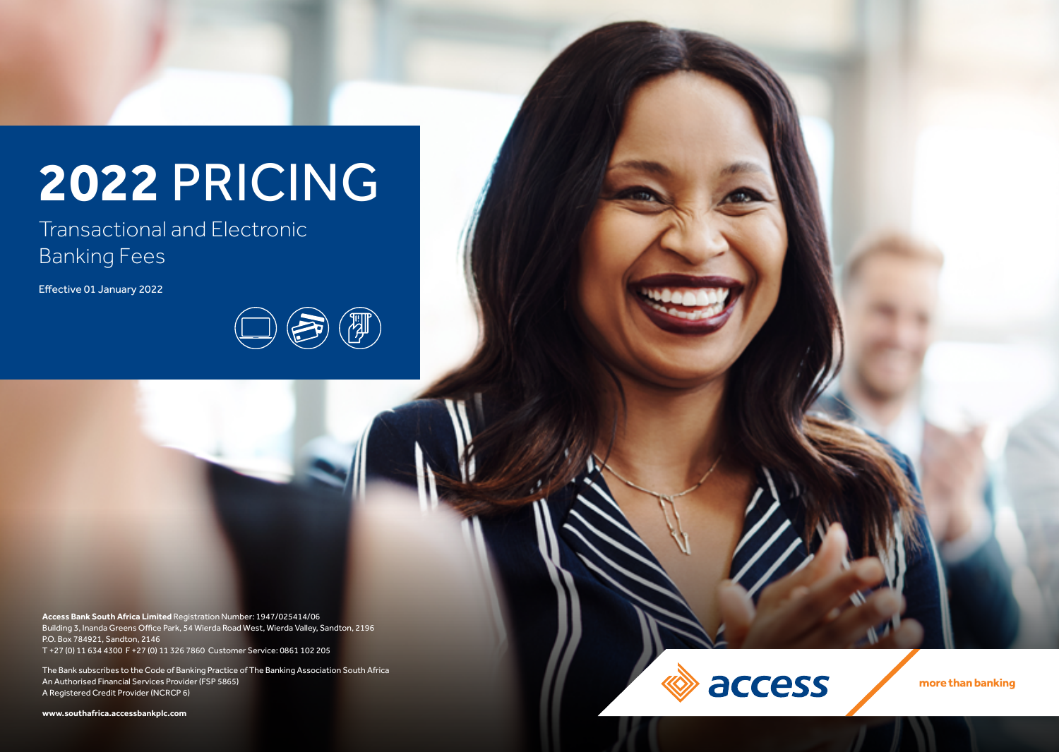# **2022** PRICING

## Transactional and Electronic Banking Fees

Effective 01 January 2022

**Access Bank South Africa Limited** Registration Number: 1947/025414/06
Building 3, Inanda Greens Office Park, 54 Wierda Road West, Wierda Valley, Sandton, 2196
P.O. Box 784921, Sandton, 2146
T +27 (0) 11 634 4300 F +27 (0) 11 326 7860 Customer Service: 0861 102 205

The Bank subscribes to the Code of Banking Practice of The Banking Association South Africa
An Authorised Financial Services Provider (FSP 5865)
A Registered Credit Provider (NCRCP 6)

**www.southafrica.accessbankplc.com**

access

more than banking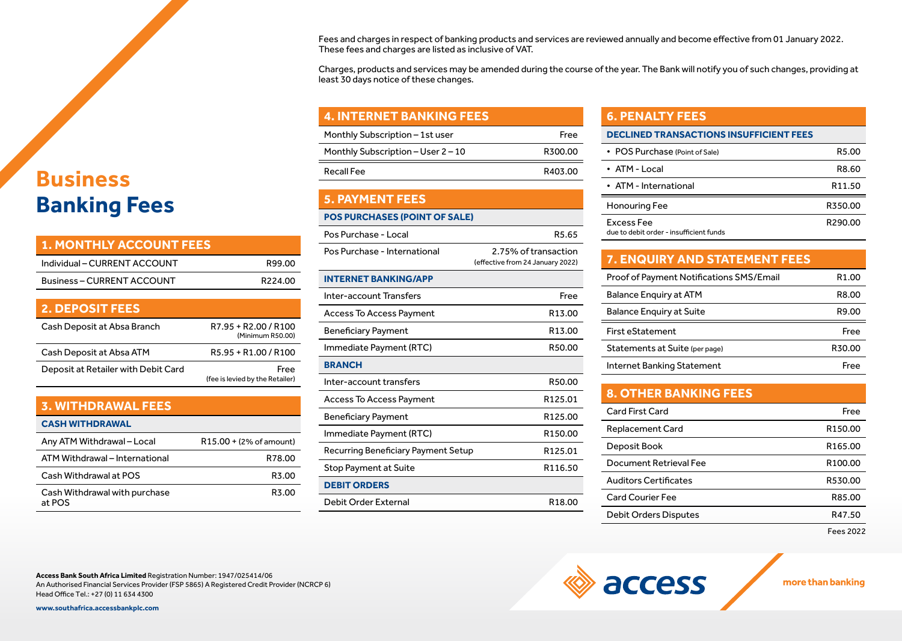Fees and charges in respect of banking products and services are reviewed annually and become effective from 01 January 2022. These fees and charges are listed as inclusive of VAT.

Charges, products and services may be amended during the course of the year. The Bank will notify you of such changes, providing at least 30 days notice of these changes.

# Business Banking Fees

## 1. MONTHLY ACCOUNT FEES

| | |
|---|---|
| Individual – CURRENT ACCOUNT | R99.00 |
| Business – CURRENT ACCOUNT | R224.00 |

## 2. DEPOSIT FEES

| | |
|---|---|
| Cash Deposit at Absa Branch | R7.95 + R2.00 / R100 (Minimum R50.00) |
| Cash Deposit at Absa ATM | R5.95 + R1.00 / R100 |
| Deposit at Retailer with Debit Card | Free (fee is levied by the Retailer) |

## 3. WITHDRAWAL FEES

| CASH WITHDRAWAL | |
|---|---|
| Any ATM Withdrawal – Local | R15.00 + (2% of amount) |
| ATM Withdrawal – International | R78.00 |
| Cash Withdrawal at POS | R3.00 |
| Cash Withdrawal with purchase at POS | R3.00 |

## 4. INTERNET BANKING FEES

| | |
|---|---|
| Monthly Subscription – 1st user | Free |
| Monthly Subscription – User 2 – 10 | R300.00 |
| Recall Fee | R403.00 |

## 5. PAYMENT FEES

| POS PURCHASES (POINT OF SALE) | |
|---|---|
| Pos Purchase - Local | R5.65 |
| Pos Purchase - International | 2.75% of transaction (effective from 24 January 2022) |
| **INTERNET BANKING/APP** | |
| Inter-account Transfers | Free |
| Access To Access Payment | R13.00 |
| Beneficiary Payment | R13.00 |
| Immediate Payment (RTC) | R50.00 |
| **BRANCH** | |
| Inter-account transfers | R50.00 |
| Access To Access Payment | R125.01 |
| Beneficiary Payment | R125.00 |
| Immediate Payment (RTC) | R150.00 |
| Recurring Beneficiary Payment Setup | R125.01 |
| Stop Payment at Suite | R116.50 |
| **DEBIT ORDERS** | |
| Debit Order External | R18.00 |

## 6. PENALTY FEES

| DECLINED TRANSACTIONS INSUFFICIENT FEES | |
|---|---|
| • POS Purchase (Point of Sale) | R5.00 |
| • ATM - Local | R8.60 |
| • ATM - International | R11.50 |
| Honouring Fee | R350.00 |
| Excess Fee due to debit order - insufficient funds | R290.00 |

## 7. ENQUIRY AND STATEMENT FEES

| | |
|---|---|
| Proof of Payment Notifications SMS/Email | R1.00 |
| Balance Enquiry at ATM | R8.00 |
| Balance Enquiry at Suite | R9.00 |
| First eStatement | Free |
| Statements at Suite (per page) | R30.00 |
| Internet Banking Statement | Free |

## 8. OTHER BANKING FEES

| | |
|---|---|
| Card First Card | Free |
| Replacement Card | R150.00 |
| Deposit Book | R165.00 |
| Document Retrieval Fee | R100.00 |
| Auditors Certificates | R530.00 |
| Card Courier Fee | R85.00 |
| Debit Orders Disputes | R47.50 |

Fees 2022

**Access Bank South Africa Limited** Registration Number: 1947/025414/06
An Authorised Financial Services Provider (FSP 5865) A Registered Credit Provider (NCRCP 6)
Head Office Tel.: +27 (0) 11 634 4300

**www.southafrica.accessbankplc.com**

access

more than banking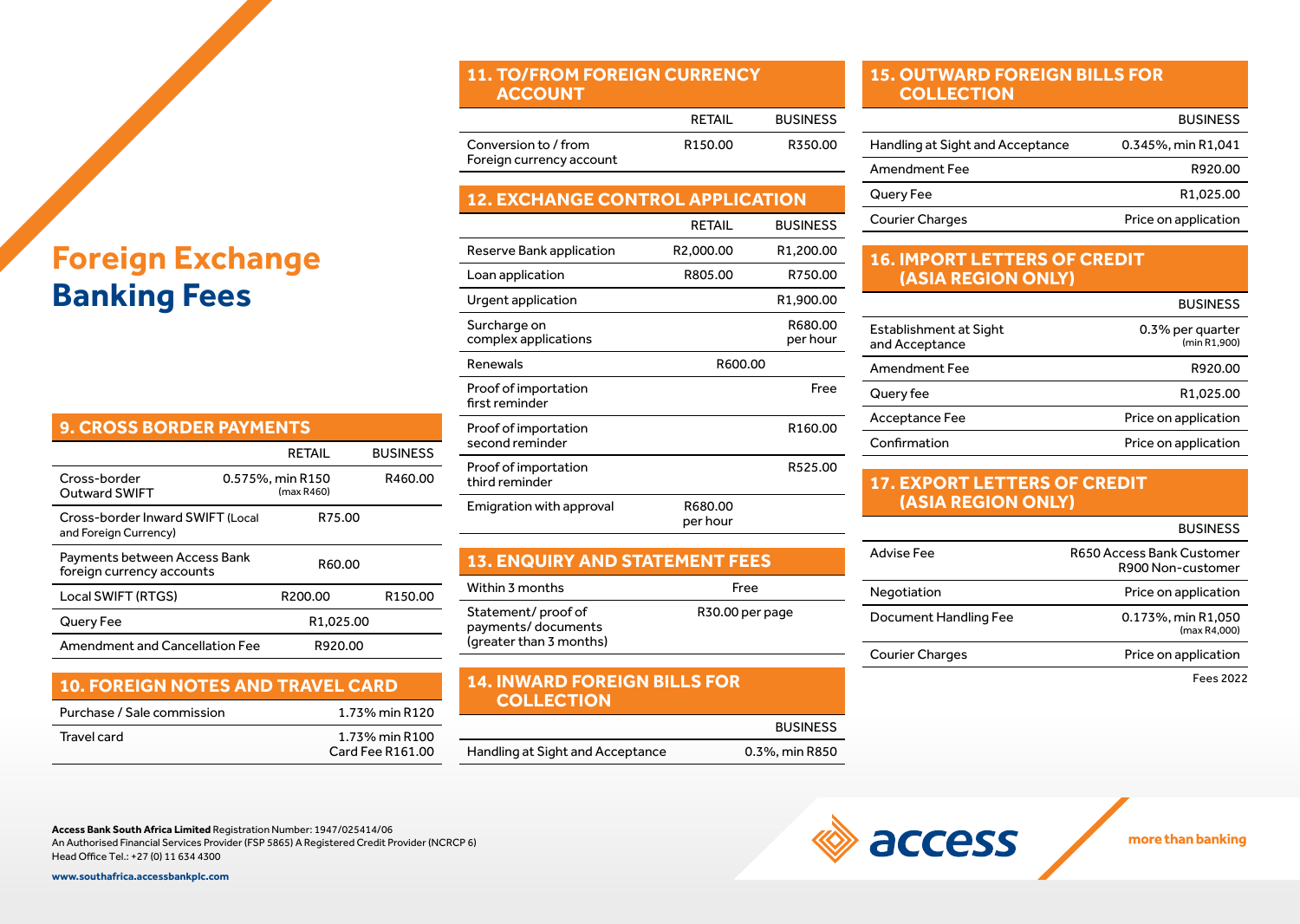# Foreign Exchange Banking Fees

## 9. CROSS BORDER PAYMENTS

| | RETAIL | BUSINESS |
|---|---|---|
| Cross-border Outward SWIFT | 0.575%, min R150 (max R460) | R460.00 |
| Cross-border Inward SWIFT (Local and Foreign Currency) | R75.00 | |
| Payments between Access Bank foreign currency accounts | R60.00 | |
| Local SWIFT (RTGS) | R200.00 | R150.00 |
| Query Fee | R1,025.00 | |
| Amendment and Cancellation Fee | R920.00 | |

## 10. FOREIGN NOTES AND TRAVEL CARD

| | |
|---|---|
| Purchase / Sale commission | 1.73% min R120 |
| Travel card | 1.73% min R100 Card Fee R161.00 |

## 11. TO/FROM FOREIGN CURRENCY ACCOUNT

| | RETAIL | BUSINESS |
|---|---|---|
| Conversion to / from Foreign currency account | R150.00 | R350.00 |

## 12. EXCHANGE CONTROL APPLICATION

| | RETAIL | BUSINESS |
|---|---|---|
| Reserve Bank application | R2,000.00 | R1,200.00 |
| Loan application | R805.00 | R750.00 |
| Urgent application | | R1,900.00 |
| Surcharge on complex applications | | R680.00 per hour |
| Renewals | R600.00 | |
| Proof of importation first reminder | | Free |
| Proof of importation second reminder | | R160.00 |
| Proof of importation third reminder | | R525.00 |
| Emigration with approval | R680.00 per hour | |

## 13. ENQUIRY AND STATEMENT FEES

| | |
|---|---|
| Within 3 months | Free |
| Statement/ proof of payments/ documents (greater than 3 months) | R30.00 per page |

## 14. INWARD FOREIGN BILLS FOR COLLECTION

| | BUSINESS |
|---|---|
| Handling at Sight and Acceptance | 0.3%, min R850 |

## 15. OUTWARD FOREIGN BILLS FOR COLLECTION

| | BUSINESS |
|---|---|
| Handling at Sight and Acceptance | 0.345%, min R1,041 |
| Amendment Fee | R920.00 |
| Query Fee | R1,025.00 |
| Courier Charges | Price on application |

## 16. IMPORT LETTERS OF CREDIT (ASIA REGION ONLY)

| | BUSINESS |
|---|---|
| Establishment at Sight and Acceptance | 0.3% per quarter (min R1,900) |
| Amendment Fee | R920.00 |
| Query fee | R1,025.00 |
| Acceptance Fee | Price on application |
| Confirmation | Price on application |

## 17. EXPORT LETTERS OF CREDIT (ASIA REGION ONLY)

| | BUSINESS |
|---|---|
| Advise Fee | R650 Access Bank Customer R900 Non-customer |
| Negotiation | Price on application |
| Document Handling Fee | 0.173%, min R1,050 (max R4,000) |
| Courier Charges | Price on application |

Fees 2022

**Access Bank South Africa Limited** Registration Number: 1947/025414/06
An Authorised Financial Services Provider (FSP 5865) A Registered Credit Provider (NCRCP 6)
Head Office Tel.: +27 (0) 11 634 4300

**www.southafrica.accessbankplc.com**

access — more than banking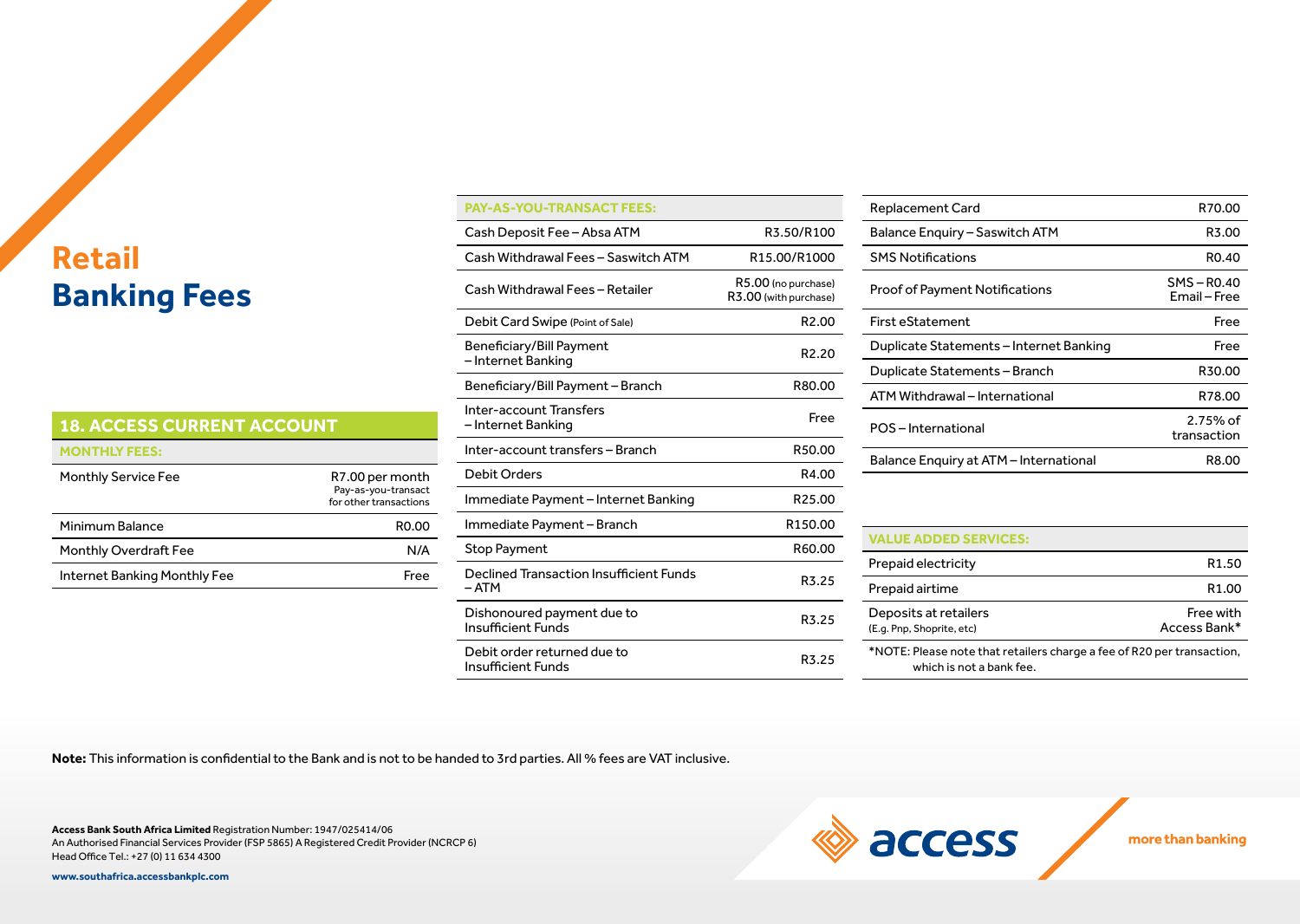# Retail Banking Fees

## 18. ACCESS CURRENT ACCOUNT

| MONTHLY FEES: | |
|---|---|
| Monthly Service Fee | R7.00 per month Pay-as-you-transact for other transactions |
| Minimum Balance | R0.00 |
| Monthly Overdraft Fee | N/A |
| Internet Banking Monthly Fee | Free |

| PAY-AS-YOU-TRANSACT FEES: | |
|---|---|
| Cash Deposit Fee – Absa ATM | R3.50/R100 |
| Cash Withdrawal Fees – Saswitch ATM | R15.00/R1000 |
| Cash Withdrawal Fees – Retailer | R5.00 (no purchase) R3.00 (with purchase) |
| Debit Card Swipe (Point of Sale) | R2.00 |
| Beneficiary/Bill Payment – Internet Banking | R2.20 |
| Beneficiary/Bill Payment – Branch | R80.00 |
| Inter-account Transfers – Internet Banking | Free |
| Inter-account transfers – Branch | R50.00 |
| Debit Orders | R4.00 |
| Immediate Payment – Internet Banking | R25.00 |
| Immediate Payment – Branch | R150.00 |
| Stop Payment | R60.00 |
| Declined Transaction Insufficient Funds – ATM | R3.25 |
| Dishonoured payment due to Insufficient Funds | R3.25 |
| Debit order returned due to Insufficient Funds | R3.25 |
| Replacement Card | R70.00 |
| Balance Enquiry – Saswitch ATM | R3.00 |
| SMS Notifications | R0.40 |
| Proof of Payment Notifications | SMS – R0.40 Email – Free |
| First eStatement | Free |
| Duplicate Statements – Internet Banking | Free |
| Duplicate Statements – Branch | R30.00 |
| ATM Withdrawal – International | R78.00 |
| POS – International | 2.75% of transaction |
| Balance Enquiry at ATM – International | R8.00 |

| VALUE ADDED SERVICES: | |
|---|---|
| Prepaid electricity | R1.50 |
| Prepaid airtime | R1.00 |
| Deposits at retailers (E.g. Pnp, Shoprite, etc) | Free with Access Bank* |

*NOTE: Please note that retailers charge a fee of R20 per transaction, which is not a bank fee.

**Note:** This information is confidential to the Bank and is not to be handed to 3rd parties. All % fees are VAT inclusive.

**Access Bank South Africa Limited** Registration Number: 1947/025414/06
An Authorised Financial Services Provider (FSP 5865) A Registered Credit Provider (NCRCP 6)
Head Office Tel.: +27 (0) 11 634 4300

**www.southafrica.accessbankplc.com**

access — more than banking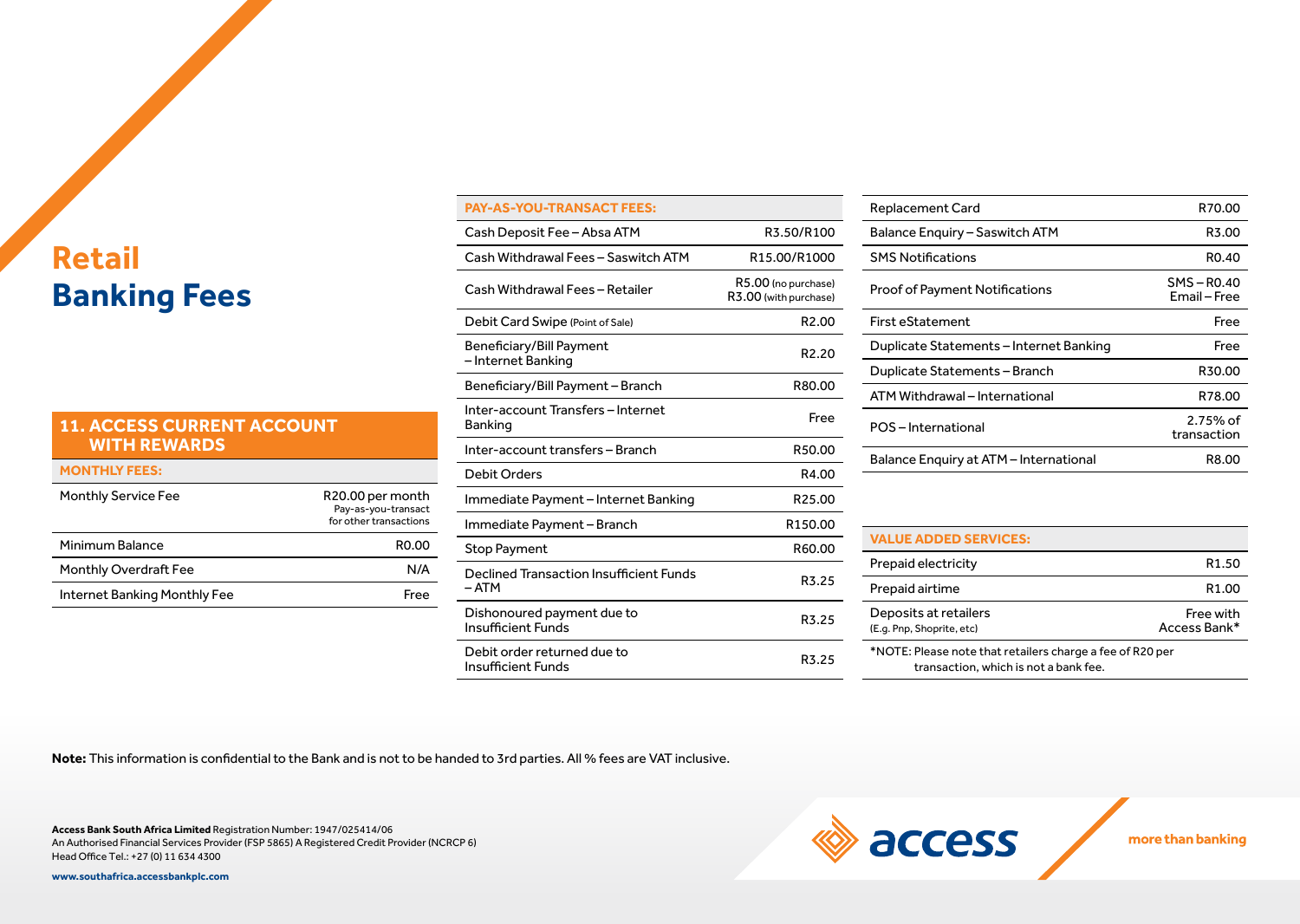# Retail Banking Fees

## 11. ACCESS CURRENT ACCOUNT WITH REWARDS

| MONTHLY FEES: | |
|---|---|
| Monthly Service Fee | R20.00 per month Pay-as-you-transact for other transactions |
| Minimum Balance | R0.00 |
| Monthly Overdraft Fee | N/A |
| Internet Banking Monthly Fee | Free |

| PAY-AS-YOU-TRANSACT FEES: | |
|---|---|
| Cash Deposit Fee – Absa ATM | R3.50/R100 |
| Cash Withdrawal Fees – Saswitch ATM | R15.00/R1000 |
| Cash Withdrawal Fees – Retailer | R5.00 (no purchase) R3.00 (with purchase) |
| Debit Card Swipe (Point of Sale) | R2.00 |
| Beneficiary/Bill Payment – Internet Banking | R2.20 |
| Beneficiary/Bill Payment – Branch | R80.00 |
| Inter-account Transfers – Internet Banking | Free |
| Inter-account transfers – Branch | R50.00 |
| Debit Orders | R4.00 |
| Immediate Payment – Internet Banking | R25.00 |
| Immediate Payment – Branch | R150.00 |
| Stop Payment | R60.00 |
| Declined Transaction Insufficient Funds – ATM | R3.25 |
| Dishonoured payment due to Insufficient Funds | R3.25 |
| Debit order returned due to Insufficient Funds | R3.25 |

| | |
|---|---|
| Replacement Card | R70.00 |
| Balance Enquiry – Saswitch ATM | R3.00 |
| SMS Notifications | R0.40 |
| Proof of Payment Notifications | SMS – R0.40 Email – Free |
| First eStatement | Free |
| Duplicate Statements – Internet Banking | Free |
| Duplicate Statements – Branch | R30.00 |
| ATM Withdrawal – International | R78.00 |
| POS – International | 2.75% of transaction |
| Balance Enquiry at ATM – International | R8.00 |

| VALUE ADDED SERVICES: | |
|---|---|
| Prepaid electricity | R1.50 |
| Prepaid airtime | R1.00 |
| Deposits at retailers (E.g. Pnp, Shoprite, etc) | Free with Access Bank* |

*NOTE: Please note that retailers charge a fee of R20 per transaction, which is not a bank fee.

**Note:** This information is confidential to the Bank and is not to be handed to 3rd parties. All % fees are VAT inclusive.

**Access Bank South Africa Limited** Registration Number: 1947/025414/06
An Authorised Financial Services Provider (FSP 5865) A Registered Credit Provider (NCRCP 6)
Head Office Tel.: +27 (0) 11 634 4300

**www.southafrica.accessbankplc.com**

access

more than banking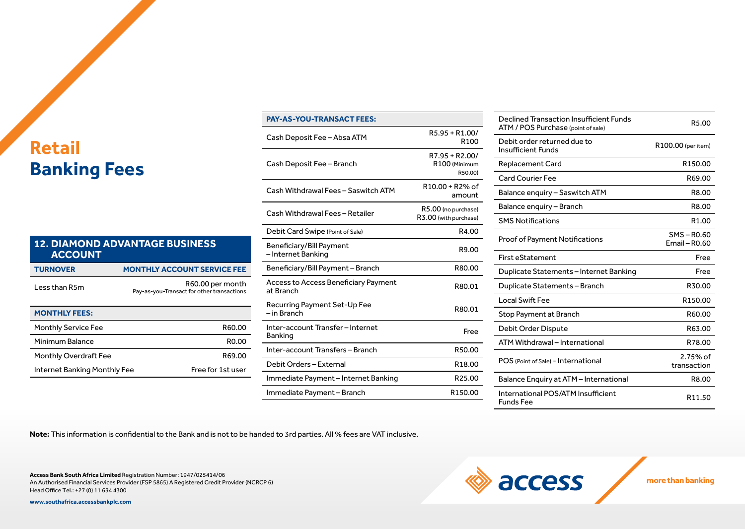# Retail Banking Fees

## 12. DIAMOND ADVANTAGE BUSINESS ACCOUNT

| TURNOVER | MONTHLY ACCOUNT SERVICE FEE |
|---|---|
| Less than R5m | R60.00 per month<br>Pay-as-you-Transact for other transactions |

| MONTHLY FEES: | |
|---|---|
| Monthly Service Fee | R60.00 |
| Minimum Balance | R0.00 |
| Monthly Overdraft Fee | R69.00 |
| Internet Banking Monthly Fee | Free for 1st user |

| PAY-AS-YOU-TRANSACT FEES: | |
|---|---|
| Cash Deposit Fee – Absa ATM | R5.95 + R1.00/ R100 |
| Cash Deposit Fee – Branch | R7.95 + R2.00/ R100 (Minimum R50.00) |
| Cash Withdrawal Fees – Saswitch ATM | R10.00 + R2% of amount |
| Cash Withdrawal Fees – Retailer | R5.00 (no purchase)<br>R3.00 (with purchase) |
| Debit Card Swipe (Point of Sale) | R4.00 |
| Beneficiary/Bill Payment – Internet Banking | R9.00 |
| Beneficiary/Bill Payment – Branch | R80.00 |
| Access to Access Beneficiary Payment at Branch | R80.01 |
| Recurring Payment Set-Up Fee – in Branch | R80.01 |
| Inter-account Transfer – Internet Banking | Free |
| Inter-account Transfers – Branch | R50.00 |
| Debit Orders – External | R18.00 |
| Immediate Payment – Internet Banking | R25.00 |
| Immediate Payment – Branch | R150.00 |

| | |
|---|---|
| Declined Transaction Insufficient Funds ATM / POS Purchase (point of sale) | R5.00 |
| Debit order returned due to Insufficient Funds | R100.00 (per item) |
| Replacement Card | R150.00 |
| Card Courier Fee | R69.00 |
| Balance enquiry – Saswitch ATM | R8.00 |
| Balance enquiry – Branch | R8.00 |
| SMS Notifications | R1.00 |
| Proof of Payment Notifications | SMS – R0.60<br>Email – R0.60 |
| First eStatement | Free |
| Duplicate Statements – Internet Banking | Free |
| Duplicate Statements – Branch | R30.00 |
| Local Swift Fee | R150.00 |
| Stop Payment at Branch | R60.00 |
| Debit Order Dispute | R63.00 |
| ATM Withdrawal – International | R78.00 |
| POS (Point of Sale) - International | 2.75% of transaction |
| Balance Enquiry at ATM – International | R8.00 |
| International POS/ATM Insufficient Funds Fee | R11.50 |

**Note:** This information is confidential to the Bank and is not to be handed to 3rd parties. All % fees are VAT inclusive.

**Access Bank South Africa Limited** Registration Number: 1947/025414/06
An Authorised Financial Services Provider (FSP 5865) A Registered Credit Provider (NCRCP 6)
Head Office Tel.: +27 (0) 11 634 4300

**www.southafrica.accessbankplc.com**

access

more than banking